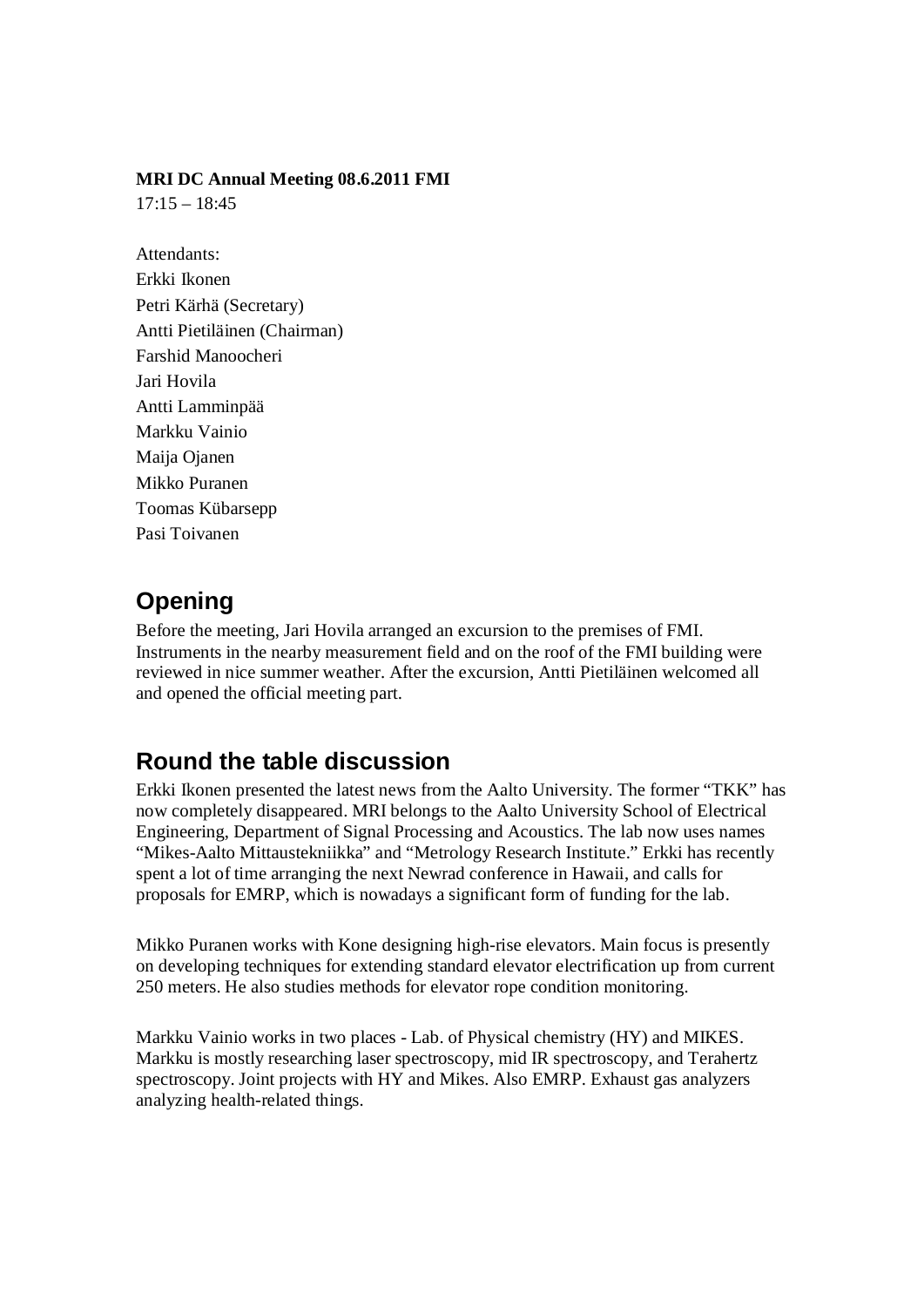**MRI DC Annual Meeting 08.6.2011 FMI**
17:15 – 18:45

Attendants:
Erkki Ikonen
Petri Kärhä (Secretary)
Antti Pietiläinen (Chairman)
Farshid Manoocheri
Jari Hovila
Antti Lamminpää
Markku Vainio
Maija Ojanen
Mikko Puranen
Toomas Kübarsepp
Pasi Toivanen

## Opening

Before the meeting, Jari Hovila arranged an excursion to the premises of FMI. Instruments in the nearby measurement field and on the roof of the FMI building were reviewed in nice summer weather. After the excursion, Antti Pietiläinen welcomed all and opened the official meeting part.

## Round the table discussion

Erkki Ikonen presented the latest news from the Aalto University. The former "TKK" has now completely disappeared. MRI belongs to the Aalto University School of Electrical Engineering, Department of Signal Processing and Acoustics. The lab now uses names "Mikes-Aalto Mittaustekniikka" and "Metrology Research Institute." Erkki has recently spent a lot of time arranging the next Newrad conference in Hawaii, and calls for proposals for EMRP, which is nowadays a significant form of funding for the lab.

Mikko Puranen works with Kone designing high-rise elevators. Main focus is presently on developing techniques for extending standard elevator electrification up from current 250 meters. He also studies methods for elevator rope condition monitoring.

Markku Vainio works in two places - Lab. of Physical chemistry (HY) and MIKES. Markku is mostly researching laser spectroscopy, mid IR spectroscopy, and Terahertz spectroscopy. Joint projects with HY and Mikes. Also EMRP. Exhaust gas analyzers analyzing health-related things.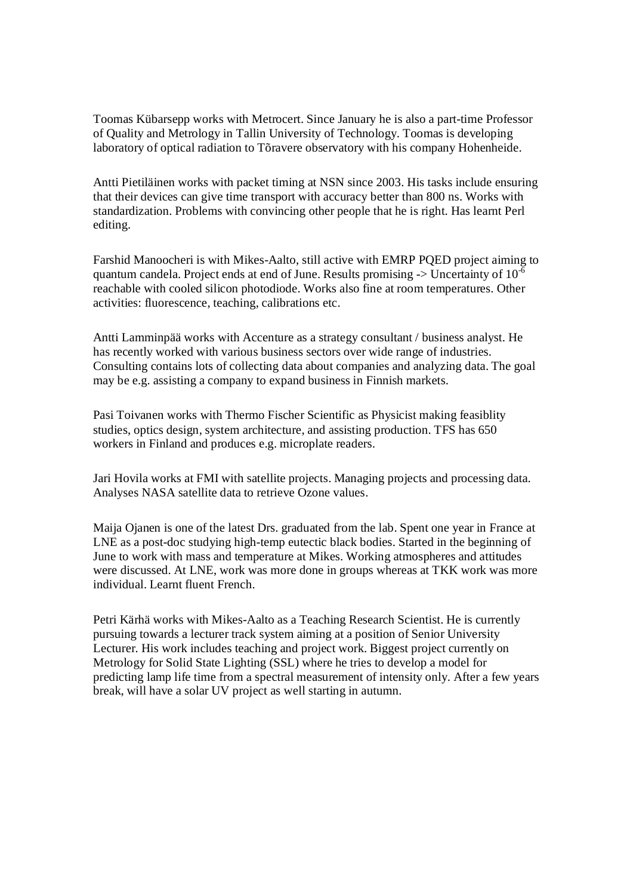Toomas Kübarsepp works with Metrocert. Since January he is also a part-time Professor of Quality and Metrology in Tallin University of Technology. Toomas is developing laboratory of optical radiation to Tõravere observatory with his company Hohenheide.

Antti Pietiläinen works with packet timing at NSN since 2003. His tasks include ensuring that their devices can give time transport with accuracy better than 800 ns. Works with standardization. Problems with convincing other people that he is right. Has learnt Perl editing.

Farshid Manoocheri is with Mikes-Aalto, still active with EMRP PQED project aiming to quantum candela. Project ends at end of June. Results promising -> Uncertainty of $10^{-6}$ reachable with cooled silicon photodiode. Works also fine at room temperatures. Other activities: fluorescence, teaching, calibrations etc.

Antti Lamminpää works with Accenture as a strategy consultant / business analyst. He has recently worked with various business sectors over wide range of industries. Consulting contains lots of collecting data about companies and analyzing data. The goal may be e.g. assisting a company to expand business in Finnish markets.

Pasi Toivanen works with Thermo Fischer Scientific as Physicist making feasiblity studies, optics design, system architecture, and assisting production. TFS has 650 workers in Finland and produces e.g. microplate readers.

Jari Hovila works at FMI with satellite projects. Managing projects and processing data. Analyses NASA satellite data to retrieve Ozone values.

Maija Ojanen is one of the latest Drs. graduated from the lab. Spent one year in France at LNE as a post-doc studying high-temp eutectic black bodies. Started in the beginning of June to work with mass and temperature at Mikes. Working atmospheres and attitudes were discussed. At LNE, work was more done in groups whereas at TKK work was more individual. Learnt fluent French.

Petri Kärhä works with Mikes-Aalto as a Teaching Research Scientist. He is currently pursuing towards a lecturer track system aiming at a position of Senior University Lecturer. His work includes teaching and project work. Biggest project currently on Metrology for Solid State Lighting (SSL) where he tries to develop a model for predicting lamp life time from a spectral measurement of intensity only. After a few years break, will have a solar UV project as well starting in autumn.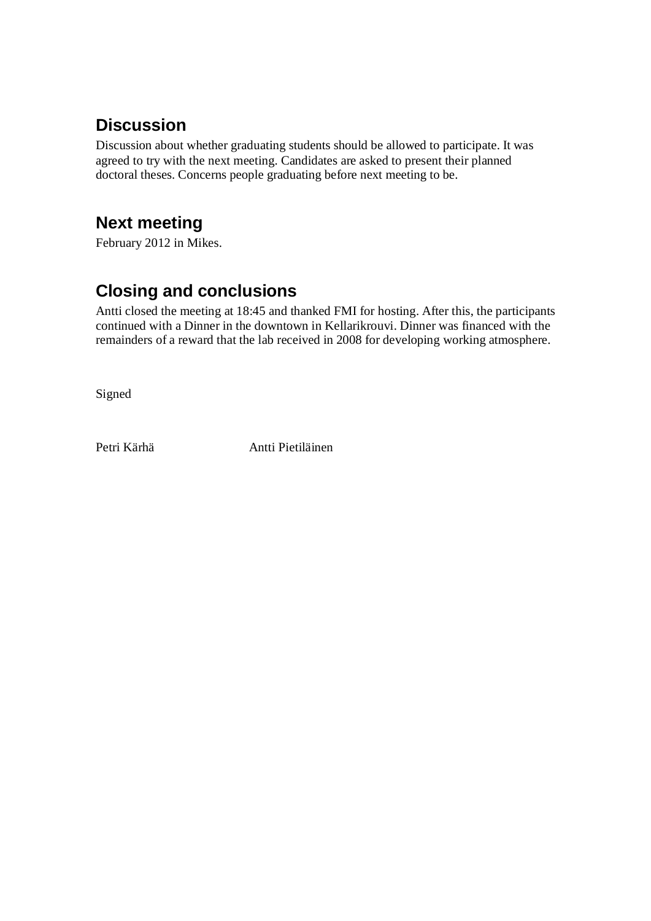## Discussion

Discussion about whether graduating students should be allowed to participate. It was agreed to try with the next meeting. Candidates are asked to present their planned doctoral theses. Concerns people graduating before next meeting to be.

## Next meeting

February 2012 in Mikes.

## Closing and conclusions

Antti closed the meeting at 18:45 and thanked FMI for hosting. After this, the participants continued with a Dinner in the downtown in Kellarikrouvi. Dinner was financed with the remainders of a reward that the lab received in 2008 for developing working atmosphere.

Signed

Petri Kärhä Antti Pietiläinen